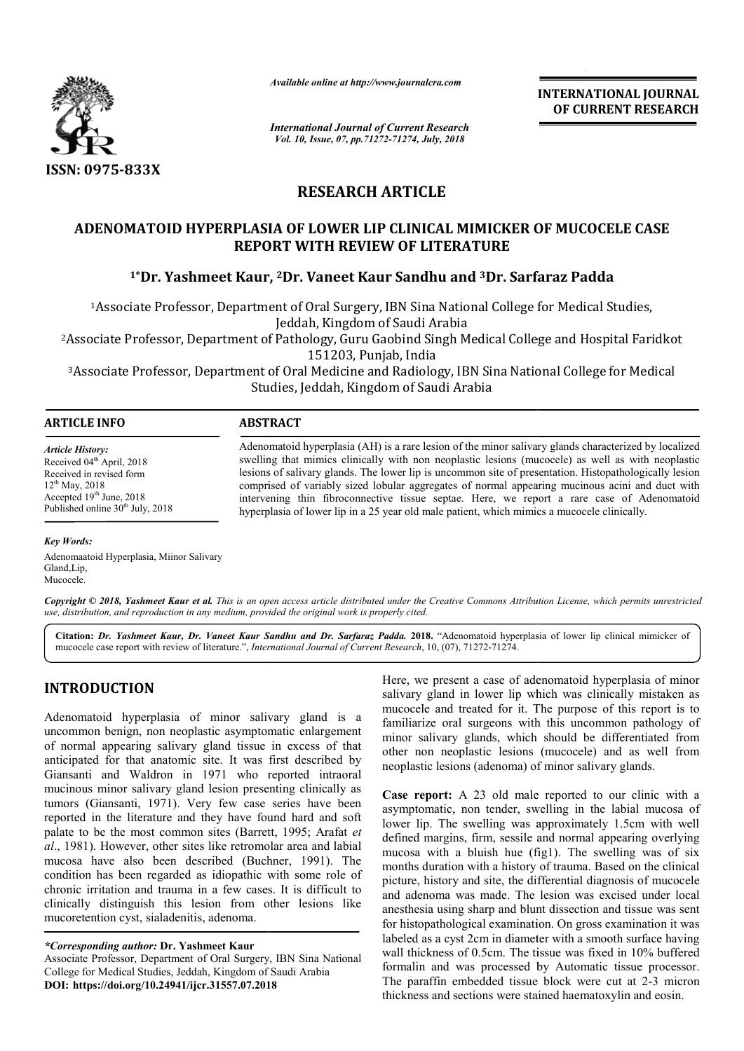*Available online at http://www.journalcra.com*

**INTERNATIONAL JOURNAL OF CURRENT RESEARCH**

ISSN: 0975-833X

## RESEARCH ARTICLE

# ADENOMATOID HYPERPLASIA OF LOWER LIP CLINICAL MIMICKER OF MUCOCELE CASE REPORT WITH REVIEW OF LITERATURE

**[1]*Dr. Yashmeet Kaur, [2]Dr. Vaneet Kaur Sandhu and [3]Dr. Sarfaraz Padda**

[1]Associate Professor, Department of Oral Surgery, IBN Sina National College for Medical Studies, Jeddah, Kingdom of Saudi Arabia

[2]Associate Professor, Department of Pathology, Guru Gaobind Singh Medical College and Hospital Faridkot 151203, Punjab, India

[3]Associate Professor, Department of Oral Medicine and Radiology, IBN Sina National College for Medical Studies, Jeddah, Kingdom of Saudi Arabia

### ARTICLE INFO

*Article History:*
Received 04th April, 2018
Received in revised form 12th May, 2018
Accepted 19th June, 2018
Published online 30th July, 2018

*Key Words:*
Adenomaatoid Hyperplasia, Miinor Salivary Gland,Lip, Mucocele.

### ABSTRACT

Adenomatoid hyperplasia (AH) is a rare lesion of the minor salivary glands characterized by localized swelling that mimics clinically with non neoplastic lesions (mucocele) as well as with neoplastic lesions of salivary glands. The lower lip is uncommon site of presentation. Histopathologically lesion comprised of variably sized lobular aggregates of normal appearing mucinous acini and duct with intervening thin fibroconnective tissue septae. Here, we report a rare case of Adenomatoid hyperplasia of lower lip in a 25 year old male patient, which mimics a mucocele clinically.

*Copyright © 2018, Yashmeet Kaur et al. This is an open access article distributed under the Creative Commons Attribution License, which permits unrestricted use, distribution, and reproduction in any medium, provided the original work is properly cited.*

**Citation:** *Dr. Yashmeet Kaur, Dr. Vaneet Kaur Sandhu and Dr. Sarfaraz Padda.* **2018.** "Adenomatoid hyperplasia of lower lip clinical mimicker of mucocele case report with review of literature.", *International Journal of Current Research*, 10, (07), 71272-71274.

## INTRODUCTION

Adenomatoid hyperplasia of minor salivary gland is a uncommon benign, non neoplastic asymptomatic enlargement of normal appearing salivary gland tissue in excess of that anticipated for that anatomic site. It was first described by Giansanti and Waldron in 1971 who reported intraoral mucinous minor salivary gland lesion presenting clinically as tumors (Giansanti, 1971). Very few case series have been reported in the literature and they have found hard and soft palate to be the most common sites (Barrett, 1995; Arafat *et al*., 1981). However, other sites like retromolar area and labial mucosa have also been described (Buchner, 1991). The condition has been regarded as idiopathic with some role of chronic irritation and trauma in a few cases. It is difficult to clinically distinguish this lesion from other lesions like mucoretention cyst, sialadenitis, adenoma.

Here, we present a case of adenomatoid hyperplasia of minor salivary gland in lower lip which was clinically mistaken as mucocele and treated for it. The purpose of this report is to familiarize oral surgeons with this uncommon pathology of minor salivary glands, which should be differentiated from other non neoplastic lesions (mucocele) and as well from neoplastic lesions (adenoma) of minor salivary glands.

**Case report:** A 23 old male reported to our clinic with a asymptomatic, non tender, swelling in the labial mucosa of lower lip. The swelling was approximately 1.5cm with well defined margins, firm, sessile and normal appearing overlying mucosa with a bluish hue (fig1). The swelling was of six months duration with a history of trauma. Based on the clinical picture, history and site, the differential diagnosis of mucocele and adenoma was made. The lesion was excised under local anesthesia using sharp and blunt dissection and tissue was sent for histopathological examination. On gross examination it was labeled as a cyst 2cm in diameter with a smooth surface having wall thickness of 0.5cm. The tissue was fixed in 10% buffered formalin and was processed by Automatic tissue processor. The paraffin embedded tissue block were cut at 2-3 micron thickness and sections were stained haematoxylin and eosin.

---

**\*Corresponding author: Dr. Yashmeet Kaur**
Associate Professor, Department of Oral Surgery, IBN Sina National College for Medical Studies, Jeddah, Kingdom of Saudi Arabia
**DOI: https://doi.org/10.24941/ijcr.31557.07.2018**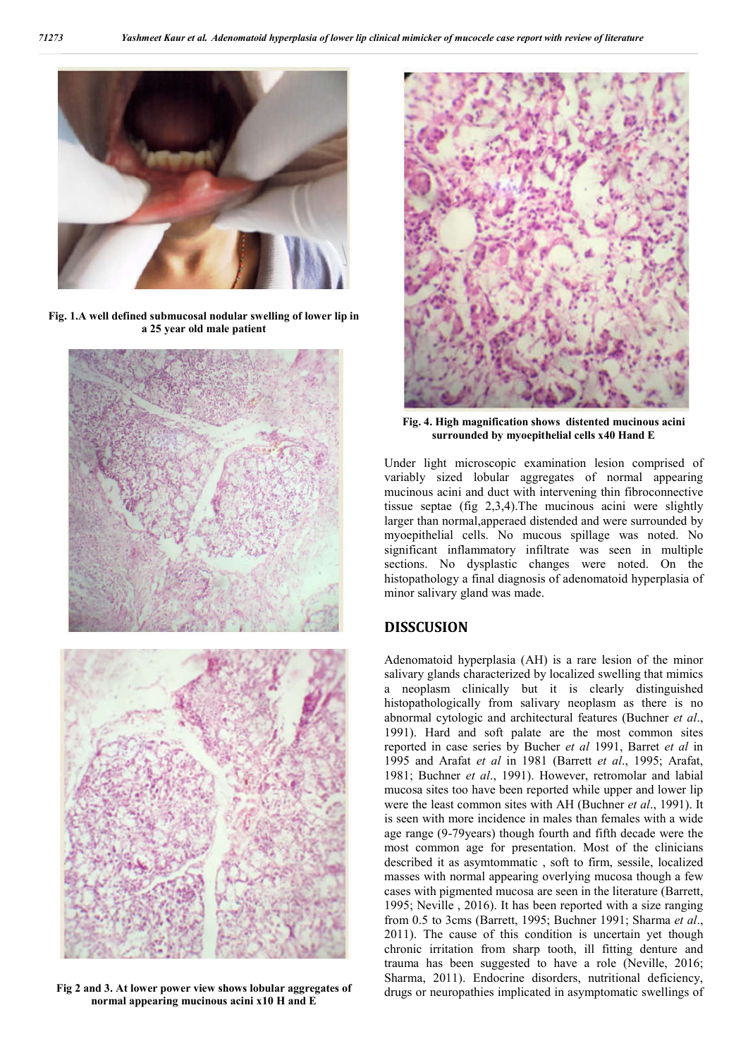Fig. 1.A well defined submucosal nodular swelling of lower lip in a 25 year old male patient

Fig 2 and 3. At lower power view shows lobular aggregates of normal appearing mucinous acini x10 H and E

Fig. 4. High magnification shows distented mucinous acini surrounded by myoepithelial cells x40 Hand E

Under light microscopic examination lesion comprised of variably sized lobular aggregates of normal appearing mucinous acini and duct with intervening thin fibroconnective tissue septae (fig 2,3,4).The mucinous acini were slightly larger than normal,apperaed distended and were surrounded by myoepithelial cells. No mucous spillage was noted. No significant inflammatory infiltrate was seen in multiple sections. No dysplastic changes were noted. On the histopathology a final diagnosis of adenomatoid hyperplasia of minor salivary gland was made.

## DISSCUSION

Adenomatoid hyperplasia (AH) is a rare lesion of the minor salivary glands characterized by localized swelling that mimics a neoplasm clinically but it is clearly distinguished histopathologically from salivary neoplasm as there is no abnormal cytologic and architectural features (Buchner *et al*., 1991). Hard and soft palate are the most common sites reported in case series by Bucher *et al* 1991, Barret *et al* in 1995 and Arafat *et al* in 1981 (Barrett *et al*., 1995; Arafat, 1981; Buchner *et al*., 1991). However, retromolar and labial mucosa sites too have been reported while upper and lower lip were the least common sites with AH (Buchner *et al*., 1991). It is seen with more incidence in males than females with a wide age range (9-79years) though fourth and fifth decade were the most common age for presentation. Most of the clinicians described it as asymtommatic , soft to firm, sessile, localized masses with normal appearing overlying mucosa though a few cases with pigmented mucosa are seen in the literature (Barrett, 1995; Neville , 2016). It has been reported with a size ranging from 0.5 to 3cms (Barrett, 1995; Buchner 1991; Sharma *et al*., 2011). The cause of this condition is uncertain yet though chronic irritation from sharp tooth, ill fitting denture and trauma has been suggested to have a role (Neville, 2016; Sharma, 2011). Endocrine disorders, nutritional deficiency, drugs or neuropathies implicated in asymptomatic swellings of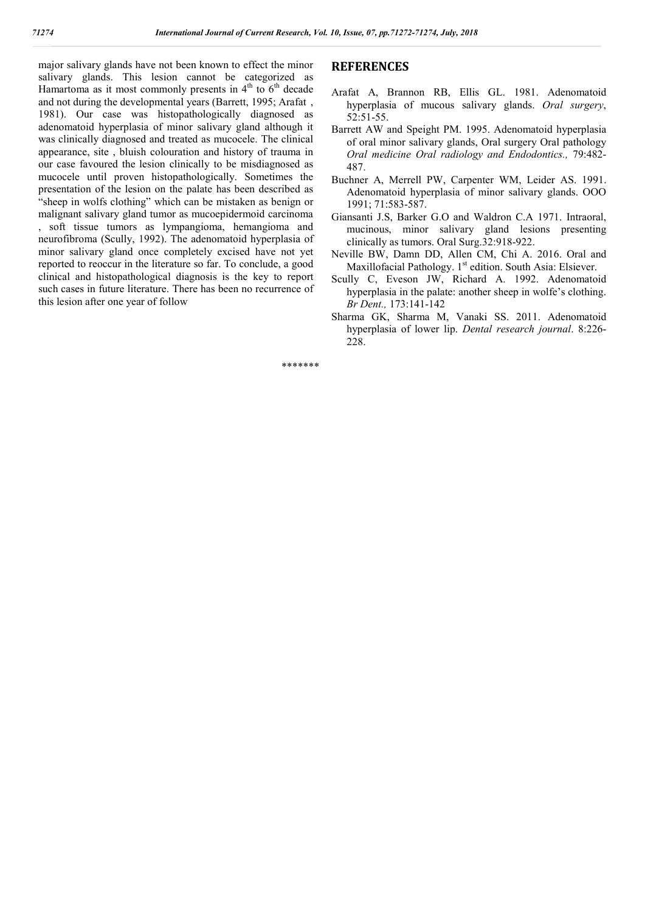major salivary glands have not been known to effect the minor salivary glands. This lesion cannot be categorized as Hamartoma as it most commonly presents in 4th to 6th decade and not during the developmental years (Barrett, 1995; Arafat , 1981). Our case was histopathologically diagnosed as adenomatoid hyperplasia of minor salivary gland although it was clinically diagnosed and treated as mucocele. The clinical appearance, site , bluish colouration and history of trauma in our case favoured the lesion clinically to be misdiagnosed as mucocele until proven histopathologically. Sometimes the presentation of the lesion on the palate has been described as "sheep in wolfs clothing" which can be mistaken as benign or malignant salivary gland tumor as mucoepidermoid carcinoma , soft tissue tumors as lympangioma, hemangioma and neurofibroma (Scully, 1992). The adenomatoid hyperplasia of minor salivary gland once completely excised have not yet reported to reoccur in the literature so far. To conclude, a good clinical and histopathological diagnosis is the key to report such cases in future literature. There has been no recurrence of this lesion after one year of follow

## REFERENCES

Arafat A, Brannon RB, Ellis GL. 1981. Adenomatoid hyperplasia of mucous salivary glands. *Oral surgery*, 52:51-55.

Barrett AW and Speight PM. 1995. Adenomatoid hyperplasia of oral minor salivary glands, Oral surgery Oral pathology *Oral medicine Oral radiology and Endodontics.,* 79:482-487.

Buchner A, Merrell PW, Carpenter WM, Leider AS. 1991. Adenomatoid hyperplasia of minor salivary glands. OOO 1991; 71:583-587.

Giansanti J.S, Barker G.O and Waldron C.A 1971. Intraoral, mucinous, minor salivary gland lesions presenting clinically as tumors. Oral Surg.32:918-922.

Neville BW, Damn DD, Allen CM, Chi A. 2016. Oral and Maxillofacial Pathology. 1st edition. South Asia: Elsiever.

Scully C, Eveson JW, Richard A. 1992. Adenomatoid hyperplasia in the palate: another sheep in wolfe's clothing. *Br Dent.,* 173:141-142

Sharma GK, Sharma M, Vanaki SS. 2011. Adenomatoid hyperplasia of lower lip. *Dental research journal*. 8:226-228.

*******